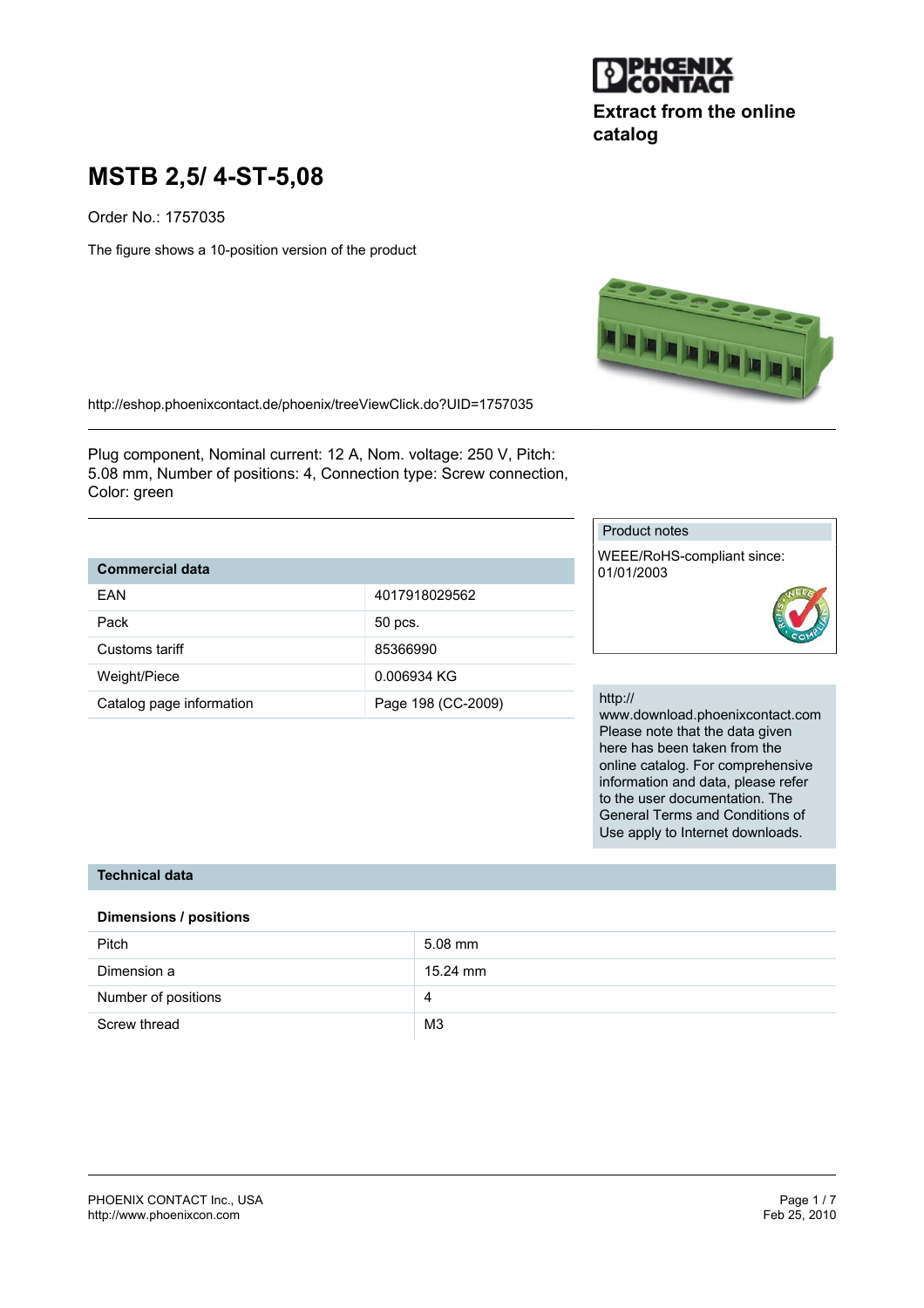Extract from the online catalog

# MSTB 2,5/ 4-ST-5,08

Order No.: 1757035

The figure shows a 10-position version of the product

http://eshop.phoenixcontact.de/phoenix/treeViewClick.do?UID=1757035

Plug component, Nominal current: 12 A, Nom. voltage: 250 V, Pitch: 5.08 mm, Number of positions: 4, Connection type: Screw connection, Color: green

| Commercial data | |
|---|---|
| EAN | 4017918029562 |
| Pack | 50 pcs. |
| Customs tariff | 85366990 |
| Weight/Piece | 0.006934 KG |
| Catalog page information | Page 198 (CC-2009) |

Product notes

WEEE/RoHS-compliant since: 01/01/2003

http://www.download.phoenixcontact.com
Please note that the data given here has been taken from the online catalog. For comprehensive information and data, please refer to the user documentation. The General Terms and Conditions of Use apply to Internet downloads.

## Technical data

### Dimensions / positions

| | |
|---|---|
| Pitch | 5.08 mm |
| Dimension a | 15.24 mm |
| Number of positions | 4 |
| Screw thread | M3 |

PHOENIX CONTACT Inc., USA
http://www.phoenixcon.com

Feb 25, 2010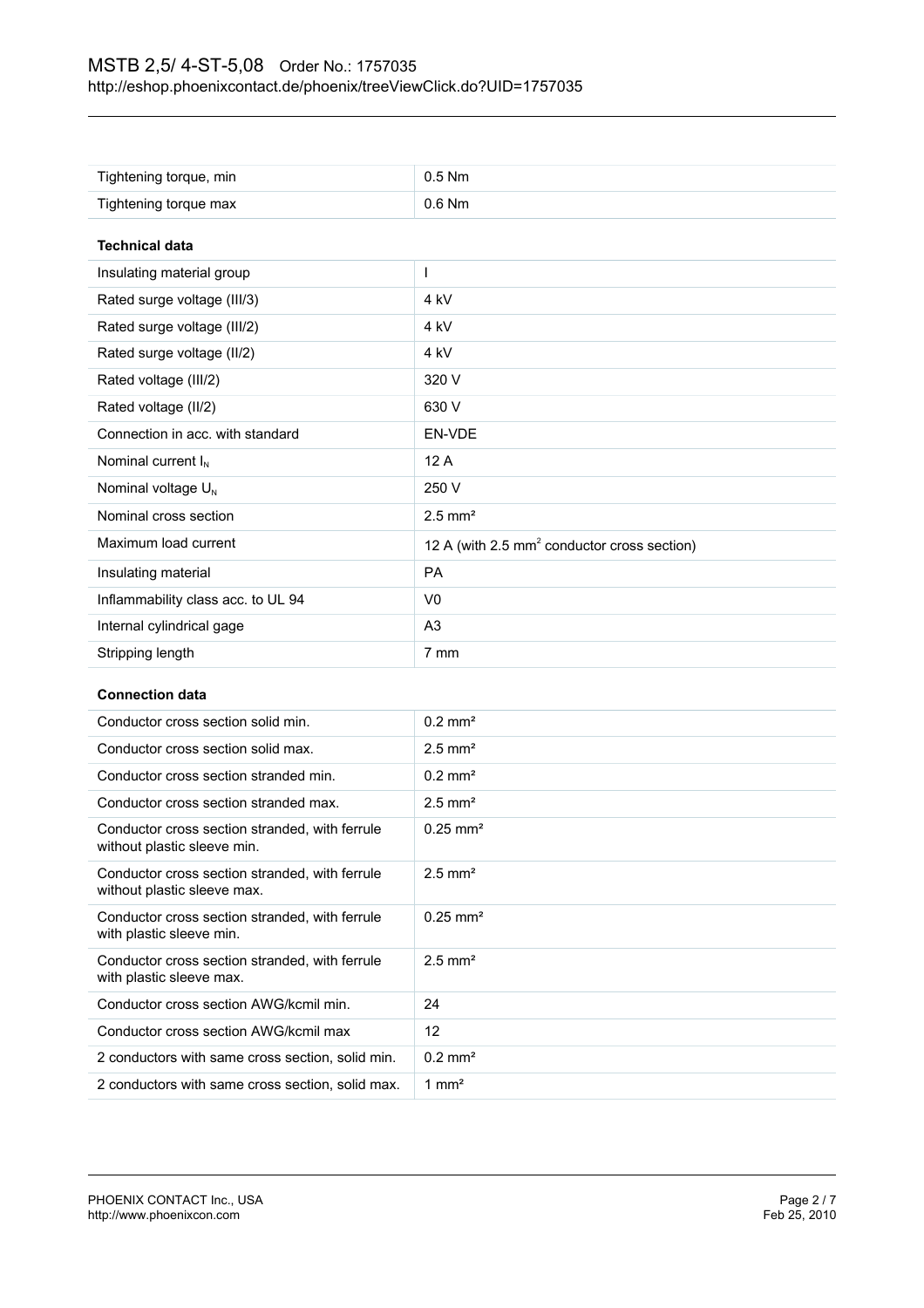| Tightening torque, min | 0.5 Nm |
| --- | --- |
| Tightening torque max | 0.6 Nm |

**Technical data**

| Insulating material group | I |
| --- | --- |
| Rated surge voltage (III/3) | 4 kV |
| Rated surge voltage (III/2) | 4 kV |
| Rated surge voltage (II/2) | 4 kV |
| Rated voltage (III/2) | 320 V |
| Rated voltage (II/2) | 630 V |
| Connection in acc. with standard | EN-VDE |
| Nominal current $I_N$ | 12 A |
| Nominal voltage $U_N$ | 250 V |
| Nominal cross section | 2.5 mm² |
| Maximum load current | 12 A (with 2.5 mm² conductor cross section) |
| Insulating material | PA |
| Inflammability class acc. to UL 94 | V0 |
| Internal cylindrical gage | A3 |
| Stripping length | 7 mm |

**Connection data**

| Conductor cross section solid min. | 0.2 mm² |
| --- | --- |
| Conductor cross section solid max. | 2.5 mm² |
| Conductor cross section stranded min. | 0.2 mm² |
| Conductor cross section stranded max. | 2.5 mm² |
| Conductor cross section stranded, with ferrule without plastic sleeve min. | 0.25 mm² |
| Conductor cross section stranded, with ferrule without plastic sleeve max. | 2.5 mm² |
| Conductor cross section stranded, with ferrule with plastic sleeve min. | 0.25 mm² |
| Conductor cross section stranded, with ferrule with plastic sleeve max. | 2.5 mm² |
| Conductor cross section AWG/kcmil min. | 24 |
| Conductor cross section AWG/kcmil max | 12 |
| 2 conductors with same cross section, solid min. | 0.2 mm² |
| 2 conductors with same cross section, solid max. | 1 mm² |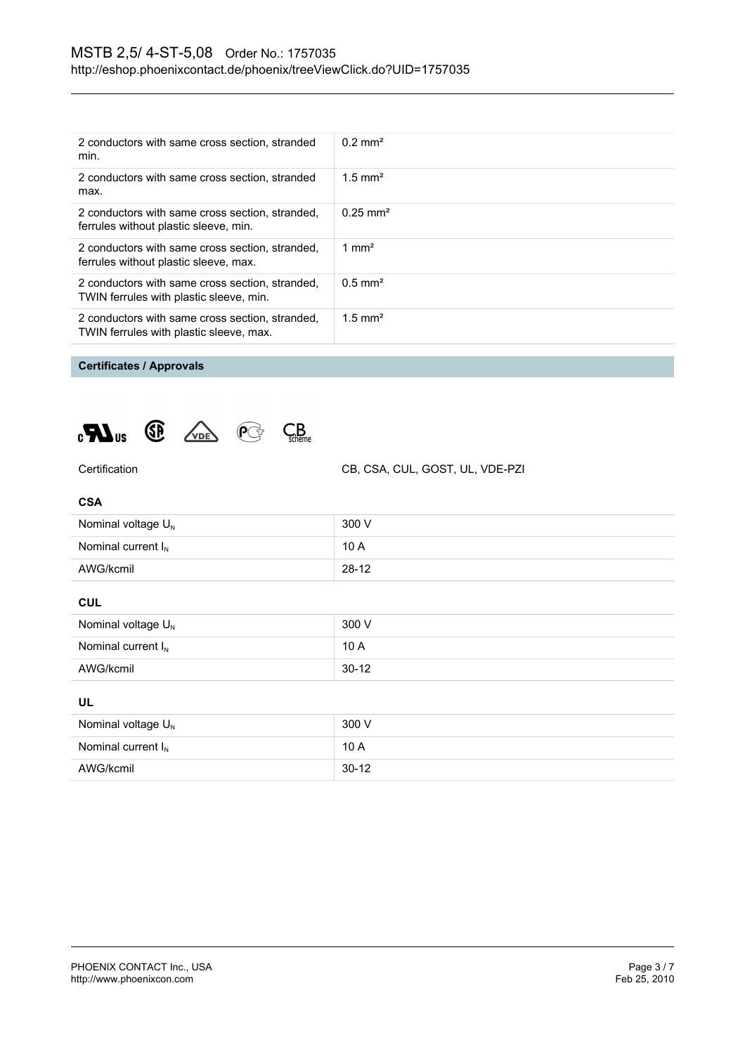| | |
|---|---|
| 2 conductors with same cross section, stranded min. | 0.2 mm² |
| 2 conductors with same cross section, stranded max. | 1.5 mm² |
| 2 conductors with same cross section, stranded, ferrules without plastic sleeve, min. | 0.25 mm² |
| 2 conductors with same cross section, stranded, ferrules without plastic sleeve, max. | 1 mm² |
| 2 conductors with same cross section, stranded, TWIN ferrules with plastic sleeve, min. | 0.5 mm² |
| 2 conductors with same cross section, stranded, TWIN ferrules with plastic sleeve, max. | 1.5 mm² |

## Certificates / Approvals

| | |
|---|---|
| Certification | CB, CSA, CUL, GOST, UL, VDE-PZI |

### CSA

| | |
|---|---|
| Nominal voltage $U_N$ | 300 V |
| Nominal current $I_N$ | 10 A |
| AWG/kcmil | 28-12 |

### CUL

| | |
|---|---|
| Nominal voltage $U_N$ | 300 V |
| Nominal current $I_N$ | 10 A |
| AWG/kcmil | 30-12 |

### UL

| | |
|---|---|
| Nominal voltage $U_N$ | 300 V |
| Nominal current $I_N$ | 10 A |
| AWG/kcmil | 30-12 |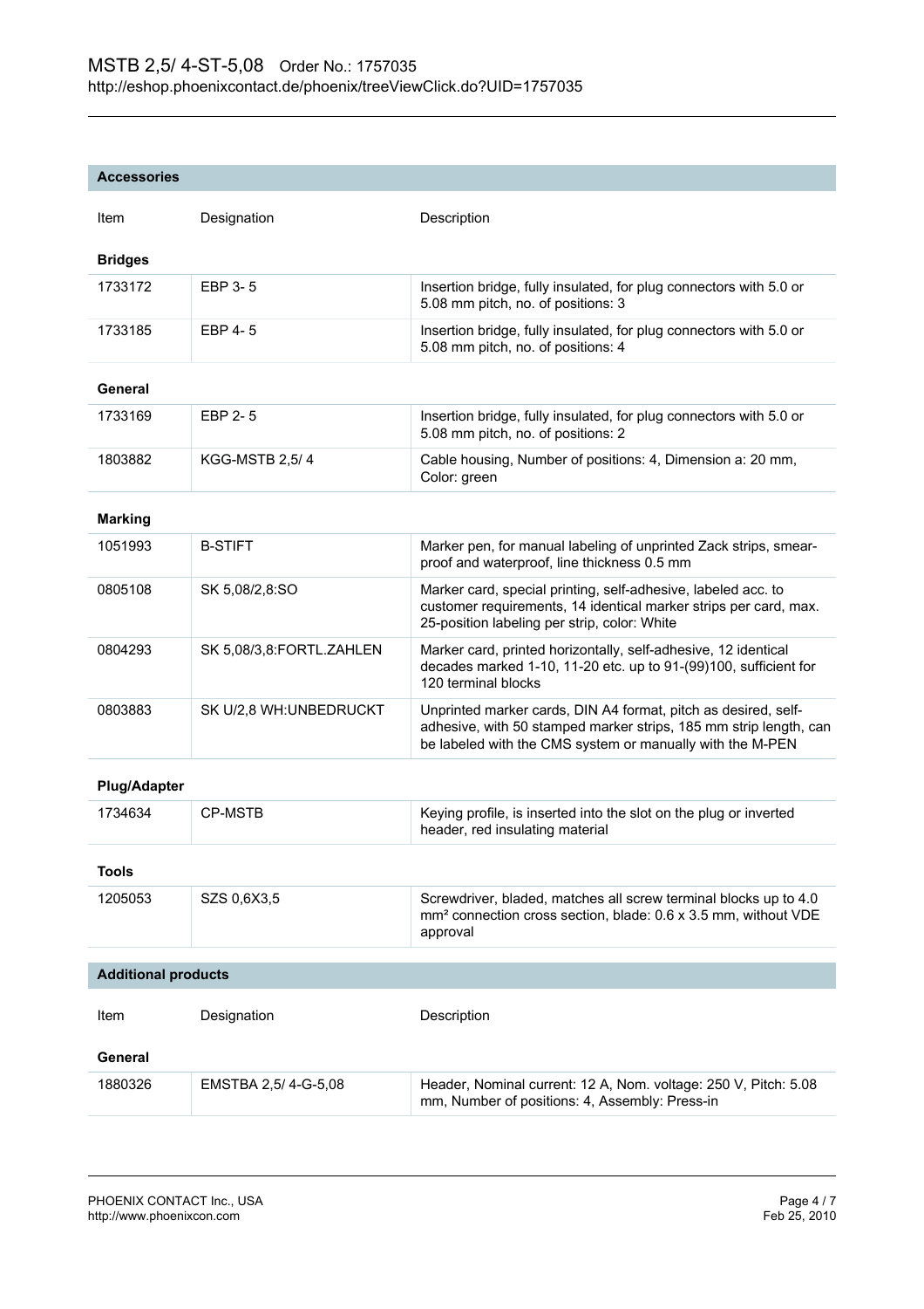## Accessories

| Item | Designation | Description |
|---|---|---|
| **Bridges** | | |
| 1733172 | EBP 3- 5 | Insertion bridge, fully insulated, for plug connectors with 5.0 or 5.08 mm pitch, no. of positions: 3 |
| 1733185 | EBP 4- 5 | Insertion bridge, fully insulated, for plug connectors with 5.0 or 5.08 mm pitch, no. of positions: 4 |
| **General** | | |
| 1733169 | EBP 2- 5 | Insertion bridge, fully insulated, for plug connectors with 5.0 or 5.08 mm pitch, no. of positions: 2 |
| 1803882 | KGG-MSTB 2,5/ 4 | Cable housing, Number of positions: 4, Dimension a: 20 mm, Color: green |
| **Marking** | | |
| 1051993 | B-STIFT | Marker pen, for manual labeling of unprinted Zack strips, smear-proof and waterproof, line thickness 0.5 mm |
| 0805108 | SK 5,08/2,8:SO | Marker card, special printing, self-adhesive, labeled acc. to customer requirements, 14 identical marker strips per card, max. 25-position labeling per strip, color: White |
| 0804293 | SK 5,08/3,8:FORTL.ZAHLEN | Marker card, printed horizontally, self-adhesive, 12 identical decades marked 1-10, 11-20 etc. up to 91-(99)100, sufficient for 120 terminal blocks |
| 0803883 | SK U/2,8 WH:UNBEDRUCKT | Unprinted marker cards, DIN A4 format, pitch as desired, self-adhesive, with 50 stamped marker strips, 185 mm strip length, can be labeled with the CMS system or manually with the M-PEN |
| **Plug/Adapter** | | |
| 1734634 | CP-MSTB | Keying profile, is inserted into the slot on the plug or inverted header, red insulating material |
| **Tools** | | |
| 1205053 | SZS 0,6X3,5 | Screwdriver, bladed, matches all screw terminal blocks up to 4.0 mm² connection cross section, blade: 0.6 x 3.5 mm, without VDE approval |

## Additional products

| Item | Designation | Description |
|---|---|---|
| **General** | | |
| 1880326 | EMSTBA 2,5/ 4-G-5,08 | Header, Nominal current: 12 A, Nom. voltage: 250 V, Pitch: 5.08 mm, Number of positions: 4, Assembly: Press-in |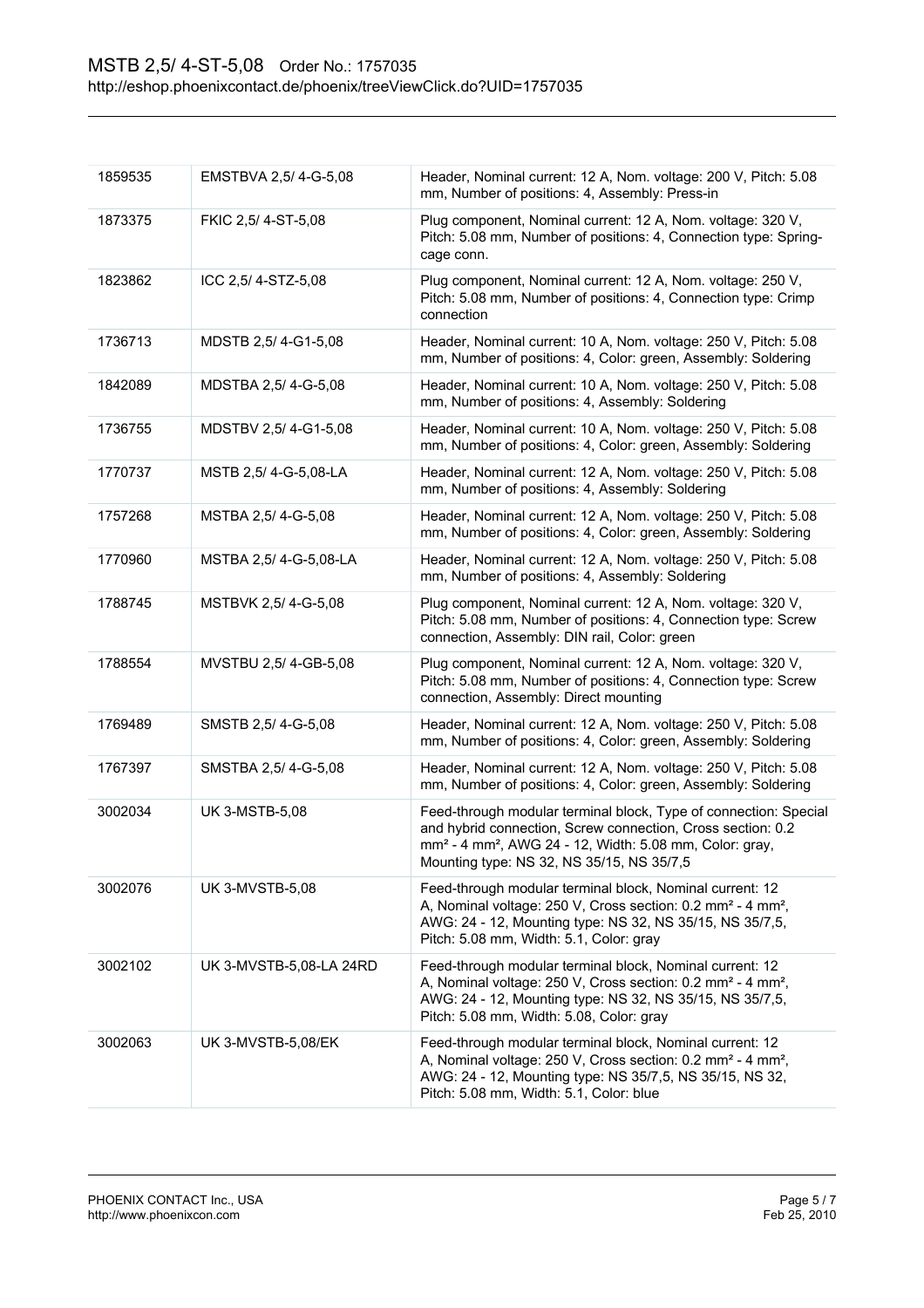| | | |
|---|---|---|
| 1859535 | EMSTBVA 2,5/ 4-G-5,08 | Header, Nominal current: 12 A, Nom. voltage: 200 V, Pitch: 5.08 mm, Number of positions: 4, Assembly: Press-in |
| 1873375 | FKIC 2,5/ 4-ST-5,08 | Plug component, Nominal current: 12 A, Nom. voltage: 320 V, Pitch: 5.08 mm, Number of positions: 4, Connection type: Spring-cage conn. |
| 1823862 | ICC 2,5/ 4-STZ-5,08 | Plug component, Nominal current: 12 A, Nom. voltage: 250 V, Pitch: 5.08 mm, Number of positions: 4, Connection type: Crimp connection |
| 1736713 | MDSTB 2,5/ 4-G1-5,08 | Header, Nominal current: 10 A, Nom. voltage: 250 V, Pitch: 5.08 mm, Number of positions: 4, Color: green, Assembly: Soldering |
| 1842089 | MDSTBA 2,5/ 4-G-5,08 | Header, Nominal current: 10 A, Nom. voltage: 250 V, Pitch: 5.08 mm, Number of positions: 4, Assembly: Soldering |
| 1736755 | MDSTBV 2,5/ 4-G1-5,08 | Header, Nominal current: 10 A, Nom. voltage: 250 V, Pitch: 5.08 mm, Number of positions: 4, Color: green, Assembly: Soldering |
| 1770737 | MSTB 2,5/ 4-G-5,08-LA | Header, Nominal current: 12 A, Nom. voltage: 250 V, Pitch: 5.08 mm, Number of positions: 4, Assembly: Soldering |
| 1757268 | MSTBA 2,5/ 4-G-5,08 | Header, Nominal current: 12 A, Nom. voltage: 250 V, Pitch: 5.08 mm, Number of positions: 4, Color: green, Assembly: Soldering |
| 1770960 | MSTBA 2,5/ 4-G-5,08-LA | Header, Nominal current: 12 A, Nom. voltage: 250 V, Pitch: 5.08 mm, Number of positions: 4, Assembly: Soldering |
| 1788745 | MSTBVK 2,5/ 4-G-5,08 | Plug component, Nominal current: 12 A, Nom. voltage: 320 V, Pitch: 5.08 mm, Number of positions: 4, Connection type: Screw connection, Assembly: DIN rail, Color: green |
| 1788554 | MVSTBU 2,5/ 4-GB-5,08 | Plug component, Nominal current: 12 A, Nom. voltage: 320 V, Pitch: 5.08 mm, Number of positions: 4, Connection type: Screw connection, Assembly: Direct mounting |
| 1769489 | SMSTB 2,5/ 4-G-5,08 | Header, Nominal current: 12 A, Nom. voltage: 250 V, Pitch: 5.08 mm, Number of positions: 4, Color: green, Assembly: Soldering |
| 1767397 | SMSTBA 2,5/ 4-G-5,08 | Header, Nominal current: 12 A, Nom. voltage: 250 V, Pitch: 5.08 mm, Number of positions: 4, Color: green, Assembly: Soldering |
| 3002034 | UK 3-MSTB-5,08 | Feed-through modular terminal block, Type of connection: Special and hybrid connection, Screw connection, Cross section: 0.2 mm² - 4 mm², AWG 24 - 12, Width: 5.08 mm, Color: gray, Mounting type: NS 32, NS 35/15, NS 35/7,5 |
| 3002076 | UK 3-MVSTB-5,08 | Feed-through modular terminal block, Nominal current: 12 A, Nominal voltage: 250 V, Cross section: 0.2 mm² - 4 mm², AWG: 24 - 12, Mounting type: NS 32, NS 35/15, NS 35/7,5, Pitch: 5.08 mm, Width: 5.1, Color: gray |
| 3002102 | UK 3-MVSTB-5,08-LA 24RD | Feed-through modular terminal block, Nominal current: 12 A, Nominal voltage: 250 V, Cross section: 0.2 mm² - 4 mm², AWG: 24 - 12, Mounting type: NS 32, NS 35/15, NS 35/7,5, Pitch: 5.08 mm, Width: 5.08, Color: gray |
| 3002063 | UK 3-MVSTB-5,08/EK | Feed-through modular terminal block, Nominal current: 12 A, Nominal voltage: 250 V, Cross section: 0.2 mm² - 4 mm², AWG: 24 - 12, Mounting type: NS 35/7,5, NS 35/15, NS 32, Pitch: 5.08 mm, Width: 5.1, Color: blue |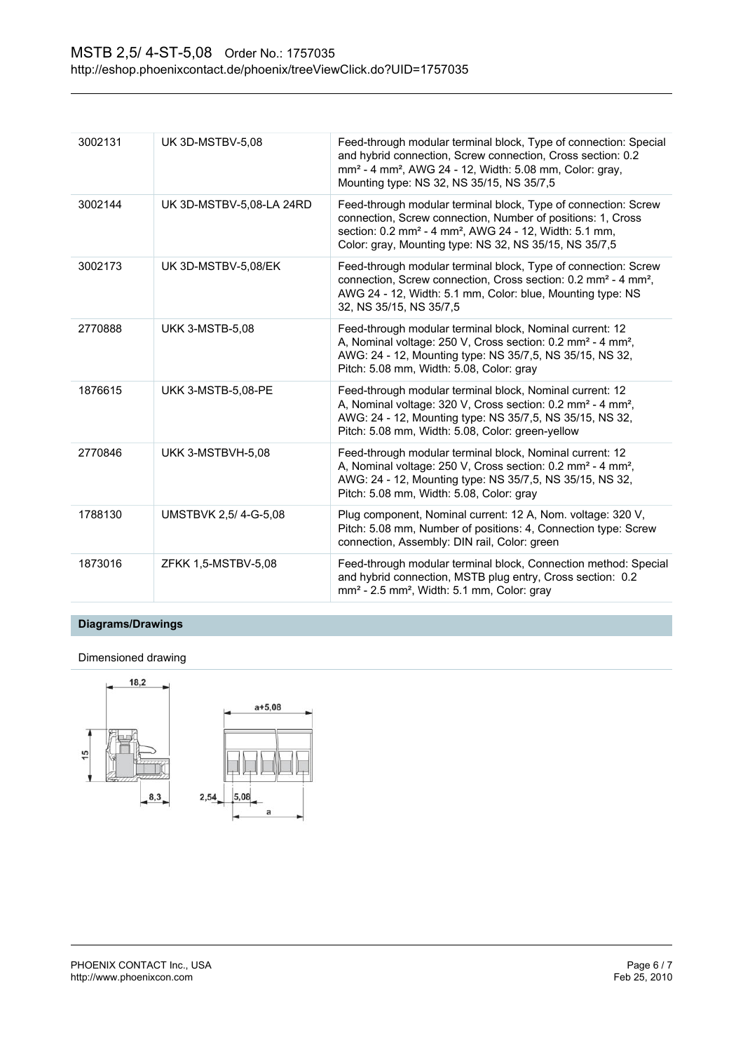| | | |
|---|---|---|
| 3002131 | UK 3D-MSTBV-5,08 | Feed-through modular terminal block, Type of connection: Special and hybrid connection, Screw connection, Cross section: 0.2 mm² - 4 mm², AWG 24 - 12, Width: 5.08 mm, Color: gray, Mounting type: NS 32, NS 35/15, NS 35/7,5 |
| 3002144 | UK 3D-MSTBV-5,08-LA 24RD | Feed-through modular terminal block, Type of connection: Screw connection, Screw connection, Number of positions: 1, Cross section: 0.2 mm² - 4 mm², AWG 24 - 12, Width: 5.1 mm, Color: gray, Mounting type: NS 32, NS 35/15, NS 35/7,5 |
| 3002173 | UK 3D-MSTBV-5,08/EK | Feed-through modular terminal block, Type of connection: Screw connection, Screw connection, Cross section: 0.2 mm² - 4 mm², AWG 24 - 12, Width: 5.1 mm, Color: blue, Mounting type: NS 32, NS 35/15, NS 35/7,5 |
| 2770888 | UKK 3-MSTB-5,08 | Feed-through modular terminal block, Nominal current: 12 A, Nominal voltage: 250 V, Cross section: 0.2 mm² - 4 mm², AWG: 24 - 12, Mounting type: NS 35/7,5, NS 35/15, NS 32, Pitch: 5.08 mm, Width: 5.08, Color: gray |
| 1876615 | UKK 3-MSTB-5,08-PE | Feed-through modular terminal block, Nominal current: 12 A, Nominal voltage: 320 V, Cross section: 0.2 mm² - 4 mm², AWG: 24 - 12, Mounting type: NS 35/7,5, NS 35/15, NS 32, Pitch: 5.08 mm, Width: 5.08, Color: green-yellow |
| 2770846 | UKK 3-MSTBVH-5,08 | Feed-through modular terminal block, Nominal current: 12 A, Nominal voltage: 250 V, Cross section: 0.2 mm² - 4 mm², AWG: 24 - 12, Mounting type: NS 35/7,5, NS 35/15, NS 32, Pitch: 5.08 mm, Width: 5.08, Color: gray |
| 1788130 | UMSTBVK 2,5/ 4-G-5,08 | Plug component, Nominal current: 12 A, Nom. voltage: 320 V, Pitch: 5.08 mm, Number of positions: 4, Connection type: Screw connection, Assembly: DIN rail, Color: green |
| 1873016 | ZFKK 1,5-MSTBV-5,08 | Feed-through modular terminal block, Connection method: Special and hybrid connection, MSTB plug entry, Cross section: 0.2 mm² - 2.5 mm², Width: 5.1 mm, Color: gray |

## Diagrams/Drawings

Dimensioned drawing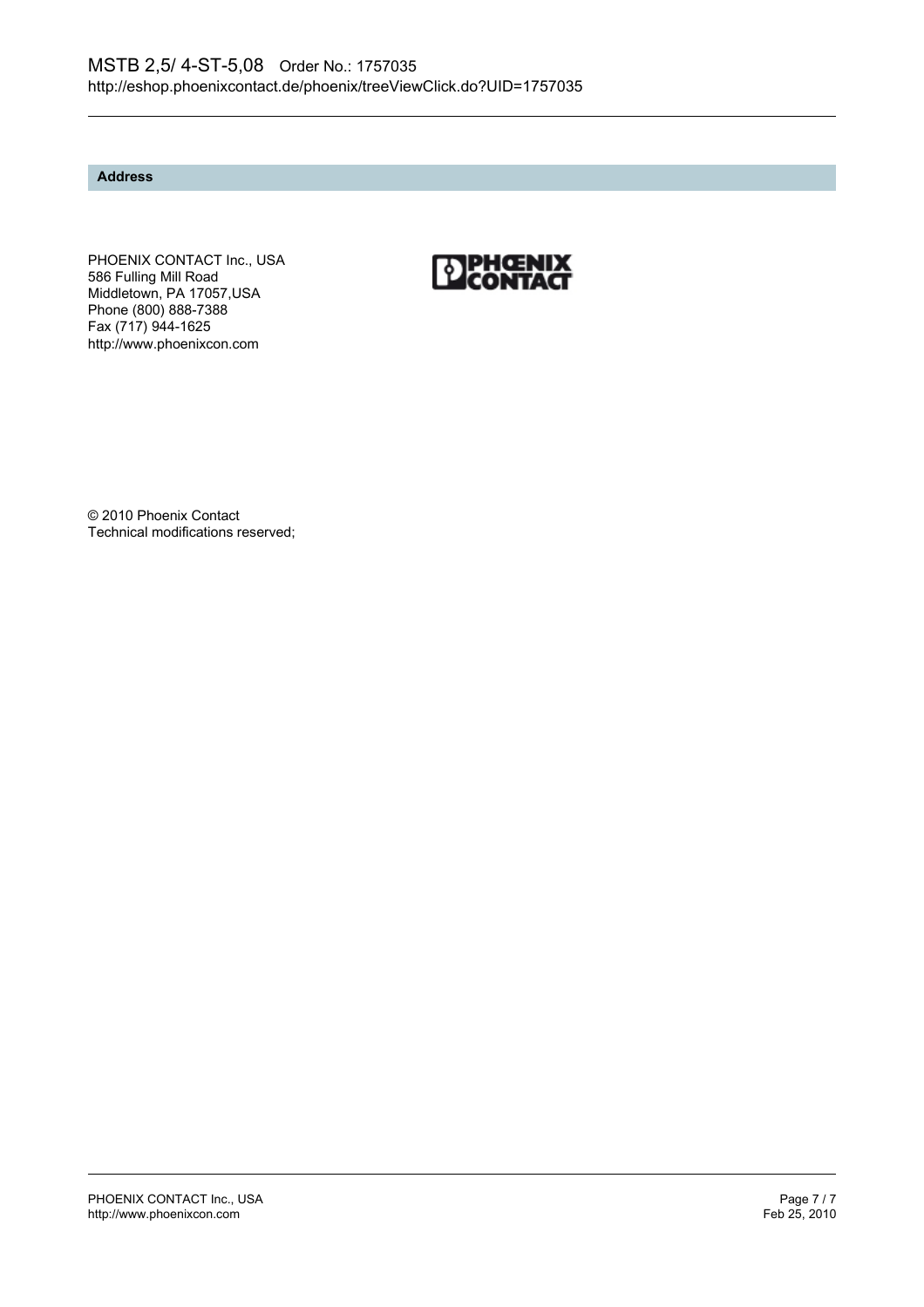## Address

PHOENIX CONTACT Inc., USA
586 Fulling Mill Road
Middletown, PA 17057,USA
Phone (800) 888-7388
Fax (717) 944-1625
http://www.phoenixcon.com

© 2010 Phoenix Contact
Technical modifications reserved;